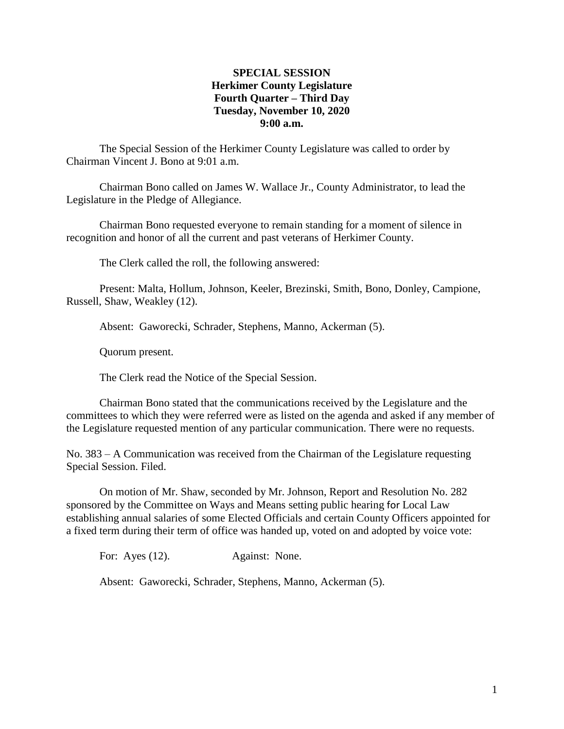**SPECIAL SESSION**
**Herkimer County Legislature**
**Fourth Quarter – Third Day**
**Tuesday, November 10, 2020**
**9:00 a.m.**

The Special Session of the Herkimer County Legislature was called to order by Chairman Vincent J. Bono at 9:01 a.m.

Chairman Bono called on James W. Wallace Jr., County Administrator, to lead the Legislature in the Pledge of Allegiance.

Chairman Bono requested everyone to remain standing for a moment of silence in recognition and honor of all the current and past veterans of Herkimer County.

The Clerk called the roll, the following answered:

Present: Malta, Hollum, Johnson, Keeler, Brezinski, Smith, Bono, Donley, Campione, Russell, Shaw, Weakley (12).

Absent: Gaworecki, Schrader, Stephens, Manno, Ackerman (5).

Quorum present.

The Clerk read the Notice of the Special Session.

Chairman Bono stated that the communications received by the Legislature and the committees to which they were referred were as listed on the agenda and asked if any member of the Legislature requested mention of any particular communication. There were no requests.

No. 383 – A Communication was received from the Chairman of the Legislature requesting Special Session. Filed.

On motion of Mr. Shaw, seconded by Mr. Johnson, Report and Resolution No. 282 sponsored by the Committee on Ways and Means setting public hearing for Local Law establishing annual salaries of some Elected Officials and certain County Officers appointed for a fixed term during their term of office was handed up, voted on and adopted by voice vote:

For: Ayes (12). Against: None.

Absent: Gaworecki, Schrader, Stephens, Manno, Ackerman (5).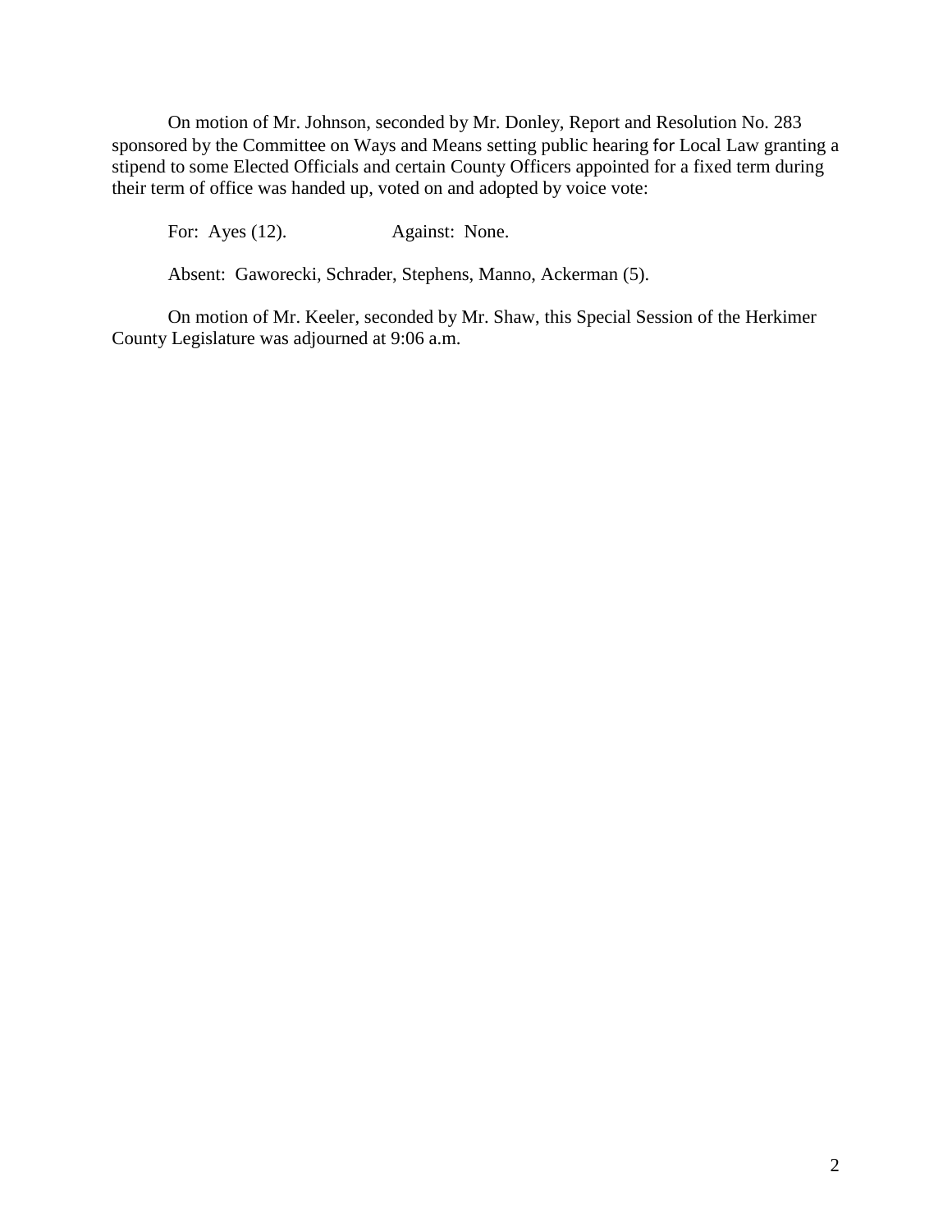On motion of Mr. Johnson, seconded by Mr. Donley, Report and Resolution No. 283 sponsored by the Committee on Ways and Means setting public hearing for Local Law granting a stipend to some Elected Officials and certain County Officers appointed for a fixed term during their term of office was handed up, voted on and adopted by voice vote:

For: Ayes (12). Against: None.

Absent: Gaworecki, Schrader, Stephens, Manno, Ackerman (5).

On motion of Mr. Keeler, seconded by Mr. Shaw, this Special Session of the Herkimer County Legislature was adjourned at 9:06 a.m.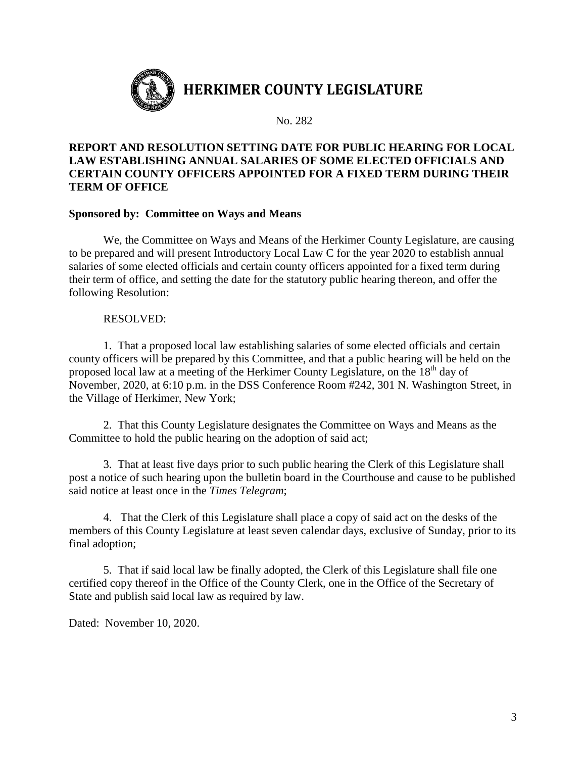# HERKIMER COUNTY LEGISLATURE

No. 282

**REPORT AND RESOLUTION SETTING DATE FOR PUBLIC HEARING FOR LOCAL LAW ESTABLISHING ANNUAL SALARIES OF SOME ELECTED OFFICIALS AND CERTAIN COUNTY OFFICERS APPOINTED FOR A FIXED TERM DURING THEIR TERM OF OFFICE**

**Sponsored by: Committee on Ways and Means**

We, the Committee on Ways and Means of the Herkimer County Legislature, are causing to be prepared and will present Introductory Local Law C for the year 2020 to establish annual salaries of some elected officials and certain county officers appointed for a fixed term during their term of office, and setting the date for the statutory public hearing thereon, and offer the following Resolution:

RESOLVED:

1. That a proposed local law establishing salaries of some elected officials and certain county officers will be prepared by this Committee, and that a public hearing will be held on the proposed local law at a meeting of the Herkimer County Legislature, on the 18th day of November, 2020, at 6:10 p.m. in the DSS Conference Room #242, 301 N. Washington Street, in the Village of Herkimer, New York;

2. That this County Legislature designates the Committee on Ways and Means as the Committee to hold the public hearing on the adoption of said act;

3. That at least five days prior to such public hearing the Clerk of this Legislature shall post a notice of such hearing upon the bulletin board in the Courthouse and cause to be published said notice at least once in the *Times Telegram*;

4. That the Clerk of this Legislature shall place a copy of said act on the desks of the members of this County Legislature at least seven calendar days, exclusive of Sunday, prior to its final adoption;

5. That if said local law be finally adopted, the Clerk of this Legislature shall file one certified copy thereof in the Office of the County Clerk, one in the Office of the Secretary of State and publish said local law as required by law.

Dated: November 10, 2020.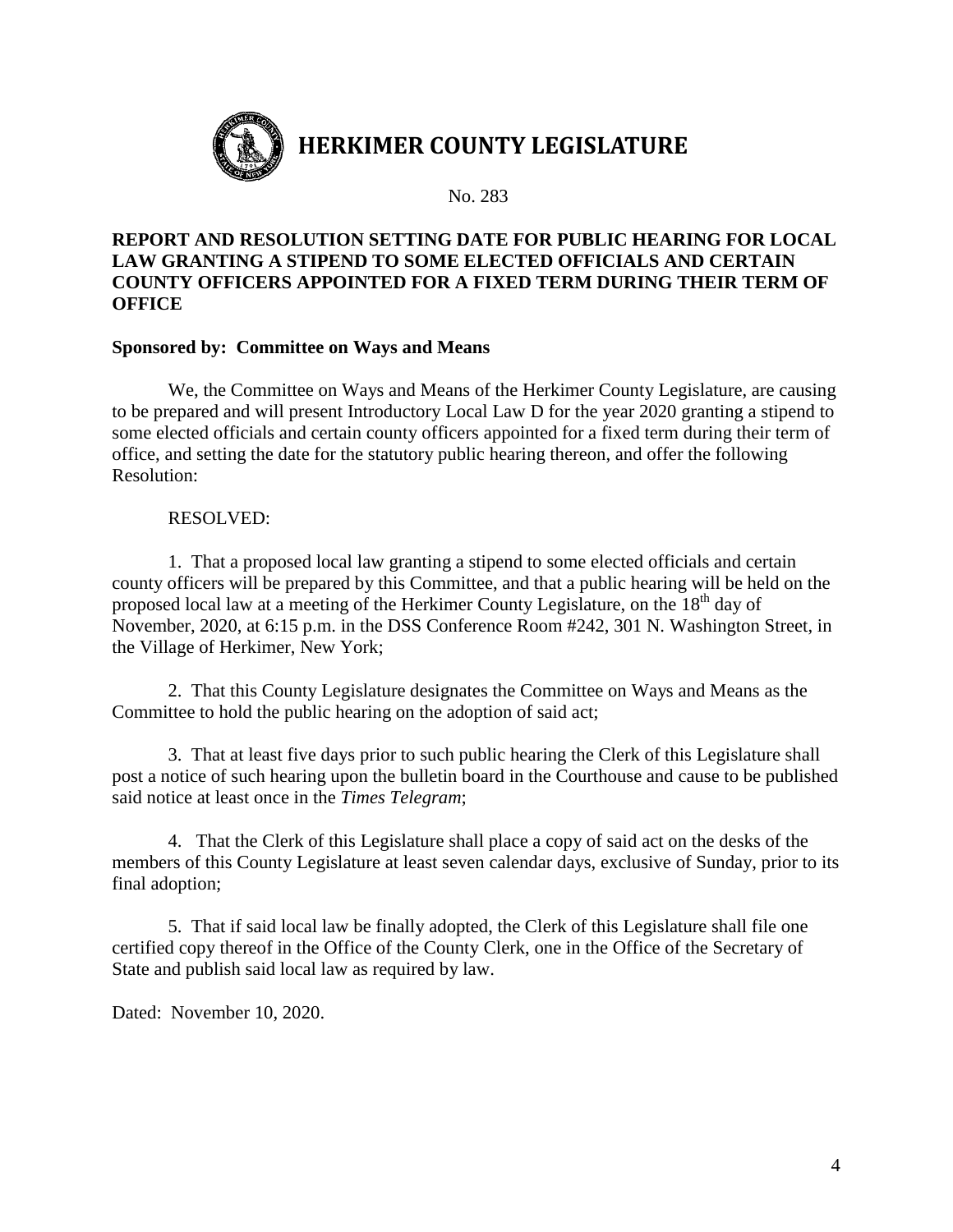# HERKIMER COUNTY LEGISLATURE

No. 283

**REPORT AND RESOLUTION SETTING DATE FOR PUBLIC HEARING FOR LOCAL LAW GRANTING A STIPEND TO SOME ELECTED OFFICIALS AND CERTAIN COUNTY OFFICERS APPOINTED FOR A FIXED TERM DURING THEIR TERM OF OFFICE**

**Sponsored by: Committee on Ways and Means**

We, the Committee on Ways and Means of the Herkimer County Legislature, are causing to be prepared and will present Introductory Local Law D for the year 2020 granting a stipend to some elected officials and certain county officers appointed for a fixed term during their term of office, and setting the date for the statutory public hearing thereon, and offer the following Resolution:

RESOLVED:

1. That a proposed local law granting a stipend to some elected officials and certain county officers will be prepared by this Committee, and that a public hearing will be held on the proposed local law at a meeting of the Herkimer County Legislature, on the 18th day of November, 2020, at 6:15 p.m. in the DSS Conference Room #242, 301 N. Washington Street, in the Village of Herkimer, New York;

2. That this County Legislature designates the Committee on Ways and Means as the Committee to hold the public hearing on the adoption of said act;

3. That at least five days prior to such public hearing the Clerk of this Legislature shall post a notice of such hearing upon the bulletin board in the Courthouse and cause to be published said notice at least once in the *Times Telegram*;

4. That the Clerk of this Legislature shall place a copy of said act on the desks of the members of this County Legislature at least seven calendar days, exclusive of Sunday, prior to its final adoption;

5. That if said local law be finally adopted, the Clerk of this Legislature shall file one certified copy thereof in the Office of the County Clerk, one in the Office of the Secretary of State and publish said local law as required by law.

Dated: November 10, 2020.